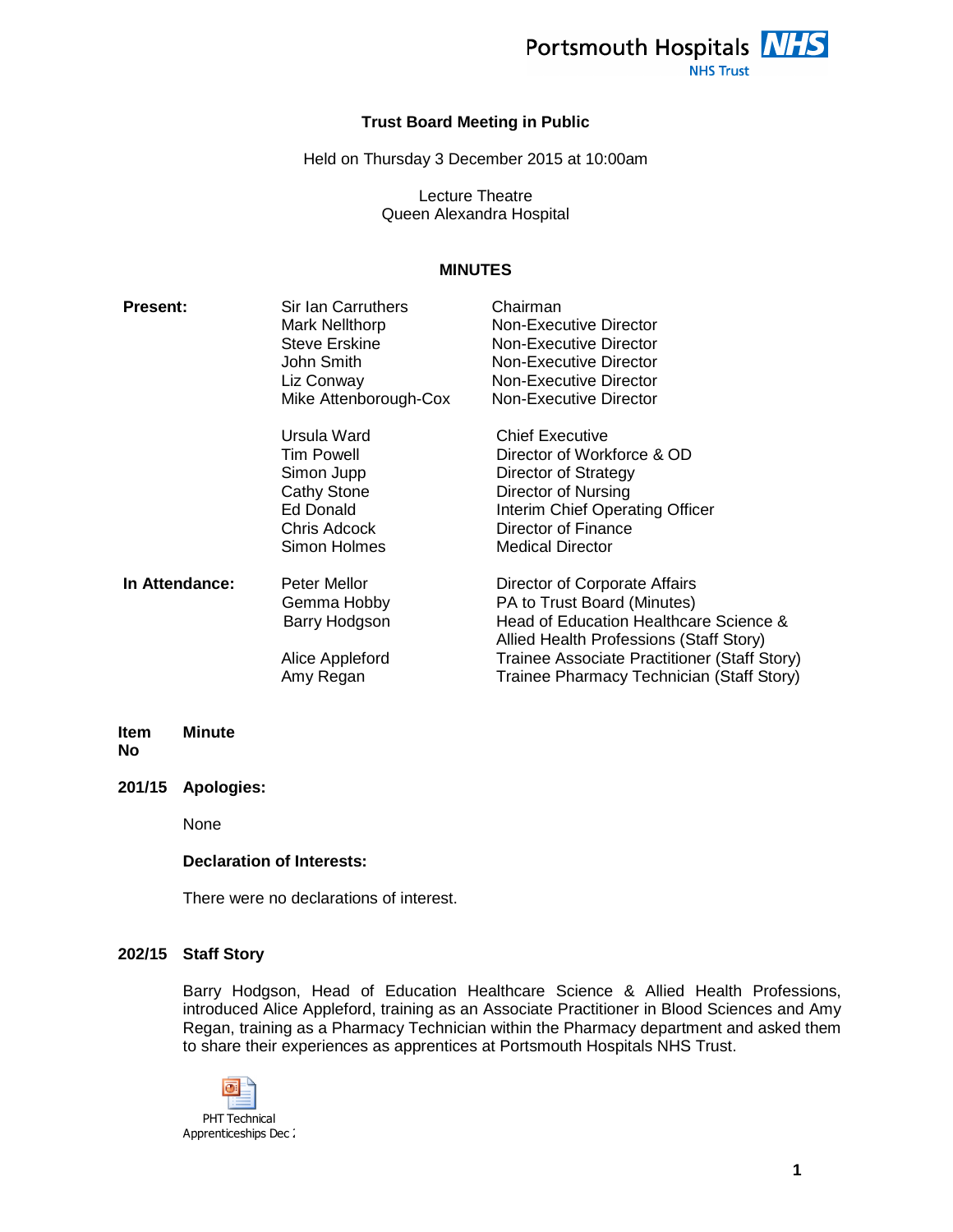# Trust Board Meeting in Public

Held on Thursday 3 December 2015 at 10:00am

Lecture Theatre
Queen Alexandra Hospital

## MINUTES

| | | |
|---|---|---|
| **Present:** | Sir Ian Carruthers | Chairman |
| | Mark Nellthorp | Non-Executive Director |
| | Steve Erskine | Non-Executive Director |
| | John Smith | Non-Executive Director |
| | Liz Conway | Non-Executive Director |
| | Mike Attenborough-Cox | Non-Executive Director |
| | Ursula Ward | Chief Executive |
| | Tim Powell | Director of Workforce & OD |
| | Simon Jupp | Director of Strategy |
| | Cathy Stone | Director of Nursing |
| | Ed Donald | Interim Chief Operating Officer |
| | Chris Adcock | Director of Finance |
| | Simon Holmes | Medical Director |
| **In Attendance:** | Peter Mellor | Director of Corporate Affairs |
| | Gemma Hobby | PA to Trust Board (Minutes) |
| | Barry Hodgson | Head of Education Healthcare Science & Allied Health Professions (Staff Story) |
| | Alice Appleford | Trainee Associate Practitioner (Staff Story) |
| | Amy Regan | Trainee Pharmacy Technician (Staff Story) |

| **Item No** | **Minute** |
|---|---|

**201/15 Apologies:**

None

**Declaration of Interests:**

There were no declarations of interest.

**202/15 Staff Story**

Barry Hodgson, Head of Education Healthcare Science & Allied Health Professions, introduced Alice Appleford, training as an Associate Practitioner in Blood Sciences and Amy Regan, training as a Pharmacy Technician within the Pharmacy department and asked them to share their experiences as apprentices at Portsmouth Hospitals NHS Trust.

PHT Technical Apprenticeships Dec :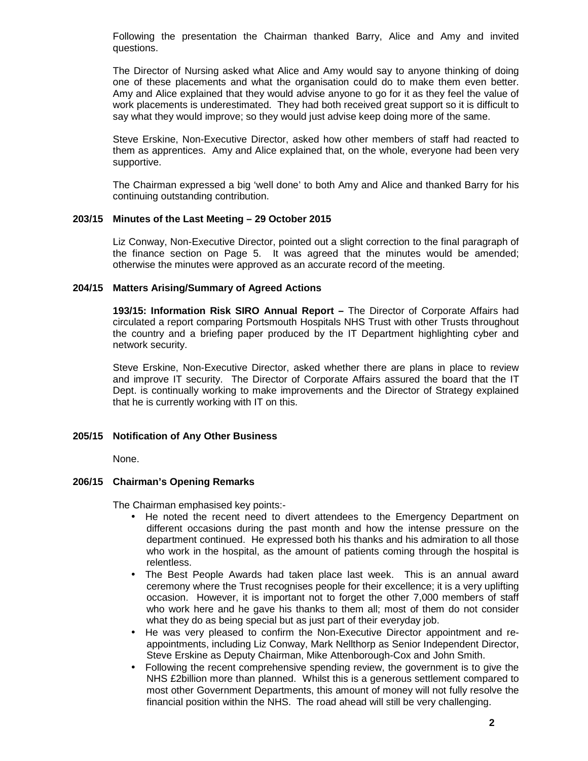Following the presentation the Chairman thanked Barry, Alice and Amy and invited questions.

The Director of Nursing asked what Alice and Amy would say to anyone thinking of doing one of these placements and what the organisation could do to make them even better. Amy and Alice explained that they would advise anyone to go for it as they feel the value of work placements is underestimated. They had both received great support so it is difficult to say what they would improve; so they would just advise keep doing more of the same.

Steve Erskine, Non-Executive Director, asked how other members of staff had reacted to them as apprentices. Amy and Alice explained that, on the whole, everyone had been very supportive.

The Chairman expressed a big 'well done' to both Amy and Alice and thanked Barry for his continuing outstanding contribution.

**203/15 Minutes of the Last Meeting – 29 October 2015**

Liz Conway, Non-Executive Director, pointed out a slight correction to the final paragraph of the finance section on Page 5. It was agreed that the minutes would be amended; otherwise the minutes were approved as an accurate record of the meeting.

**204/15 Matters Arising/Summary of Agreed Actions**

**193/15: Information Risk SIRO Annual Report –** The Director of Corporate Affairs had circulated a report comparing Portsmouth Hospitals NHS Trust with other Trusts throughout the country and a briefing paper produced by the IT Department highlighting cyber and network security.

Steve Erskine, Non-Executive Director, asked whether there are plans in place to review and improve IT security. The Director of Corporate Affairs assured the board that the IT Dept. is continually working to make improvements and the Director of Strategy explained that he is currently working with IT on this.

**205/15 Notification of Any Other Business**

None.

**206/15 Chairman's Opening Remarks**

The Chairman emphasised key points:-

- He noted the recent need to divert attendees to the Emergency Department on different occasions during the past month and how the intense pressure on the department continued. He expressed both his thanks and his admiration to all those who work in the hospital, as the amount of patients coming through the hospital is relentless.
- The Best People Awards had taken place last week. This is an annual award ceremony where the Trust recognises people for their excellence; it is a very uplifting occasion. However, it is important not to forget the other 7,000 members of staff who work here and he gave his thanks to them all; most of them do not consider what they do as being special but as just part of their everyday job.
- He was very pleased to confirm the Non-Executive Director appointment and re-appointments, including Liz Conway, Mark Nellthorp as Senior Independent Director, Steve Erskine as Deputy Chairman, Mike Attenborough-Cox and John Smith.
- Following the recent comprehensive spending review, the government is to give the NHS £2billion more than planned. Whilst this is a generous settlement compared to most other Government Departments, this amount of money will not fully resolve the financial position within the NHS. The road ahead will still be very challenging.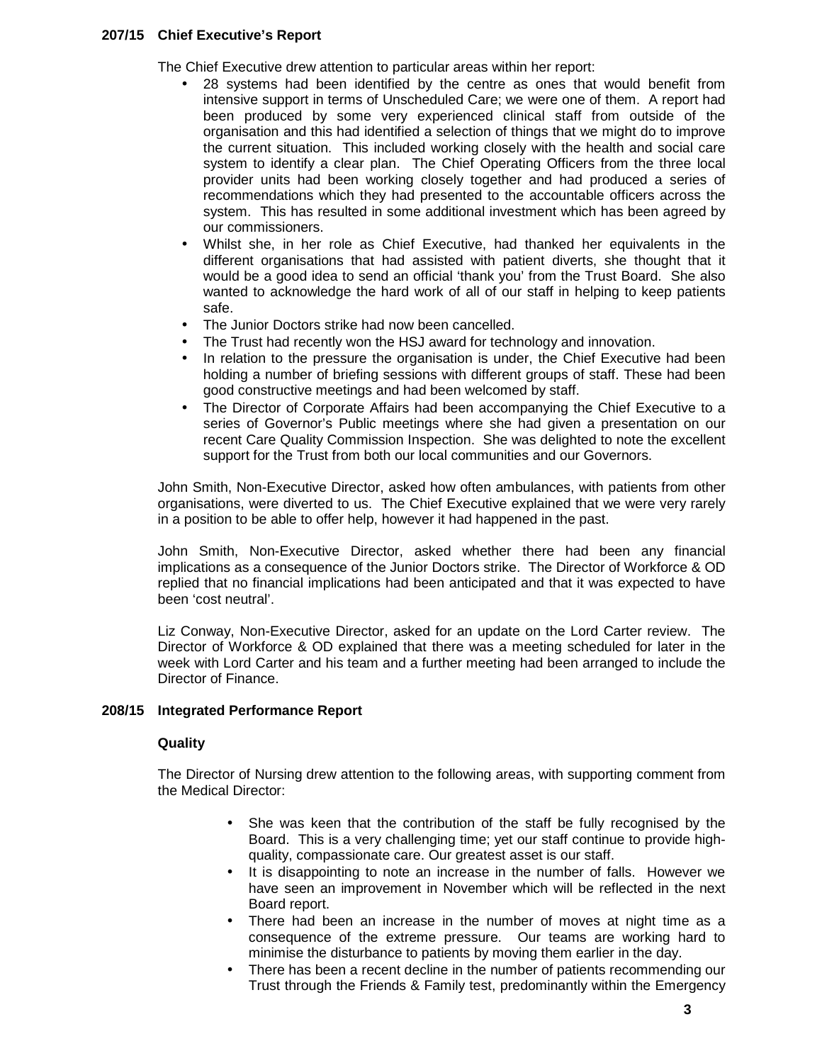### 207/15 Chief Executive's Report

The Chief Executive drew attention to particular areas within her report:

- 28 systems had been identified by the centre as ones that would benefit from intensive support in terms of Unscheduled Care; we were one of them. A report had been produced by some very experienced clinical staff from outside of the organisation and this had identified a selection of things that we might do to improve the current situation. This included working closely with the health and social care system to identify a clear plan. The Chief Operating Officers from the three local provider units had been working closely together and had produced a series of recommendations which they had presented to the accountable officers across the system. This has resulted in some additional investment which has been agreed by our commissioners.
- Whilst she, in her role as Chief Executive, had thanked her equivalents in the different organisations that had assisted with patient diverts, she thought that it would be a good idea to send an official 'thank you' from the Trust Board. She also wanted to acknowledge the hard work of all of our staff in helping to keep patients safe.
- The Junior Doctors strike had now been cancelled.
- The Trust had recently won the HSJ award for technology and innovation.
- In relation to the pressure the organisation is under, the Chief Executive had been holding a number of briefing sessions with different groups of staff. These had been good constructive meetings and had been welcomed by staff.
- The Director of Corporate Affairs had been accompanying the Chief Executive to a series of Governor's Public meetings where she had given a presentation on our recent Care Quality Commission Inspection. She was delighted to note the excellent support for the Trust from both our local communities and our Governors.

John Smith, Non-Executive Director, asked how often ambulances, with patients from other organisations, were diverted to us. The Chief Executive explained that we were very rarely in a position to be able to offer help, however it had happened in the past.

John Smith, Non-Executive Director, asked whether there had been any financial implications as a consequence of the Junior Doctors strike. The Director of Workforce & OD replied that no financial implications had been anticipated and that it was expected to have been 'cost neutral'.

Liz Conway, Non-Executive Director, asked for an update on the Lord Carter review. The Director of Workforce & OD explained that there was a meeting scheduled for later in the week with Lord Carter and his team and a further meeting had been arranged to include the Director of Finance.

### 208/15 Integrated Performance Report

**Quality**

The Director of Nursing drew attention to the following areas, with supporting comment from the Medical Director:

- She was keen that the contribution of the staff be fully recognised by the Board. This is a very challenging time; yet our staff continue to provide high-quality, compassionate care. Our greatest asset is our staff.
- It is disappointing to note an increase in the number of falls. However we have seen an improvement in November which will be reflected in the next Board report.
- There had been an increase in the number of moves at night time as a consequence of the extreme pressure. Our teams are working hard to minimise the disturbance to patients by moving them earlier in the day.
- There has been a recent decline in the number of patients recommending our Trust through the Friends & Family test, predominantly within the Emergency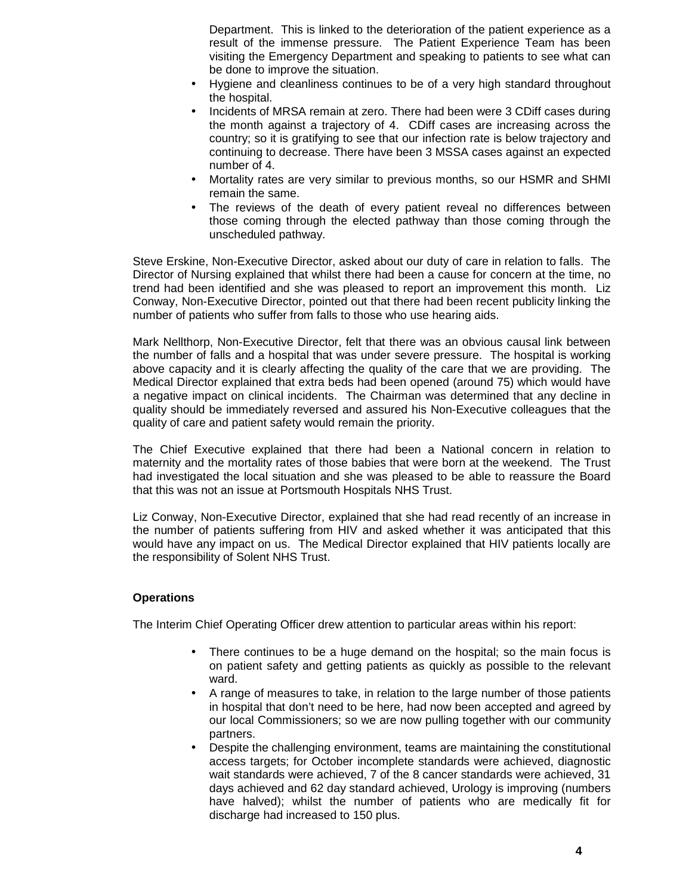Department. This is linked to the deterioration of the patient experience as a result of the immense pressure. The Patient Experience Team has been visiting the Emergency Department and speaking to patients to see what can be done to improve the situation.

- Hygiene and cleanliness continues to be of a very high standard throughout the hospital.
- Incidents of MRSA remain at zero. There had been were 3 CDiff cases during the month against a trajectory of 4. CDiff cases are increasing across the country; so it is gratifying to see that our infection rate is below trajectory and continuing to decrease. There have been 3 MSSA cases against an expected number of 4.
- Mortality rates are very similar to previous months, so our HSMR and SHMI remain the same.
- The reviews of the death of every patient reveal no differences between those coming through the elected pathway than those coming through the unscheduled pathway.

Steve Erskine, Non-Executive Director, asked about our duty of care in relation to falls. The Director of Nursing explained that whilst there had been a cause for concern at the time, no trend had been identified and she was pleased to report an improvement this month. Liz Conway, Non-Executive Director, pointed out that there had been recent publicity linking the number of patients who suffer from falls to those who use hearing aids.

Mark Nellthorp, Non-Executive Director, felt that there was an obvious causal link between the number of falls and a hospital that was under severe pressure. The hospital is working above capacity and it is clearly affecting the quality of the care that we are providing. The Medical Director explained that extra beds had been opened (around 75) which would have a negative impact on clinical incidents. The Chairman was determined that any decline in quality should be immediately reversed and assured his Non-Executive colleagues that the quality of care and patient safety would remain the priority.

The Chief Executive explained that there had been a National concern in relation to maternity and the mortality rates of those babies that were born at the weekend. The Trust had investigated the local situation and she was pleased to be able to reassure the Board that this was not an issue at Portsmouth Hospitals NHS Trust.

Liz Conway, Non-Executive Director, explained that she had read recently of an increase in the number of patients suffering from HIV and asked whether it was anticipated that this would have any impact on us. The Medical Director explained that HIV patients locally are the responsibility of Solent NHS Trust.

**Operations**

The Interim Chief Operating Officer drew attention to particular areas within his report:

- There continues to be a huge demand on the hospital; so the main focus is on patient safety and getting patients as quickly as possible to the relevant ward.
- A range of measures to take, in relation to the large number of those patients in hospital that don't need to be here, had now been accepted and agreed by our local Commissioners; so we are now pulling together with our community partners.
- Despite the challenging environment, teams are maintaining the constitutional access targets; for October incomplete standards were achieved, diagnostic wait standards were achieved, 7 of the 8 cancer standards were achieved, 31 days achieved and 62 day standard achieved, Urology is improving (numbers have halved); whilst the number of patients who are medically fit for discharge had increased to 150 plus.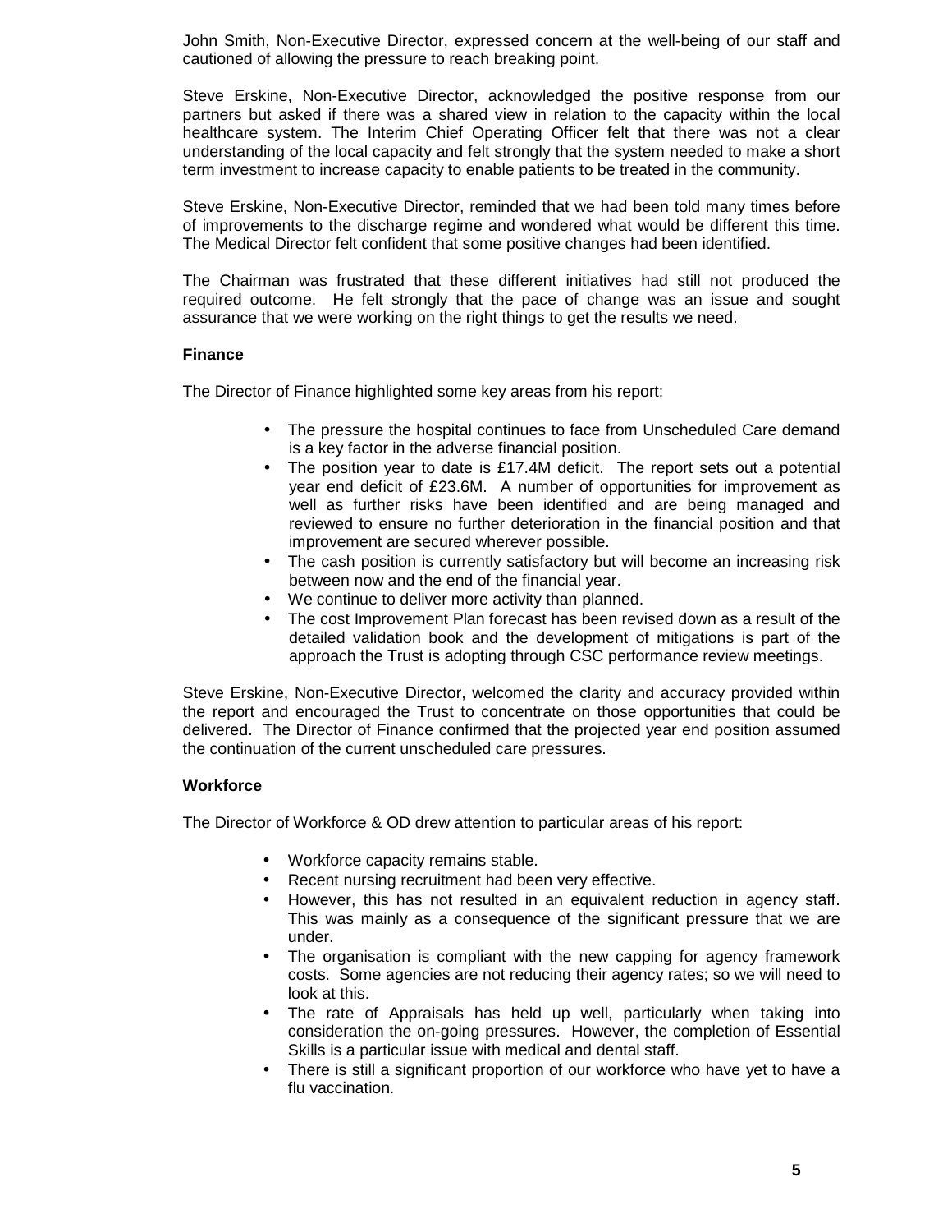John Smith, Non-Executive Director, expressed concern at the well-being of our staff and cautioned of allowing the pressure to reach breaking point.

Steve Erskine, Non-Executive Director, acknowledged the positive response from our partners but asked if there was a shared view in relation to the capacity within the local healthcare system. The Interim Chief Operating Officer felt that there was not a clear understanding of the local capacity and felt strongly that the system needed to make a short term investment to increase capacity to enable patients to be treated in the community.

Steve Erskine, Non-Executive Director, reminded that we had been told many times before of improvements to the discharge regime and wondered what would be different this time. The Medical Director felt confident that some positive changes had been identified.

The Chairman was frustrated that these different initiatives had still not produced the required outcome. He felt strongly that the pace of change was an issue and sought assurance that we were working on the right things to get the results we need.

**Finance**

The Director of Finance highlighted some key areas from his report:

- The pressure the hospital continues to face from Unscheduled Care demand is a key factor in the adverse financial position.
- The position year to date is £17.4M deficit. The report sets out a potential year end deficit of £23.6M. A number of opportunities for improvement as well as further risks have been identified and are being managed and reviewed to ensure no further deterioration in the financial position and that improvement are secured wherever possible.
- The cash position is currently satisfactory but will become an increasing risk between now and the end of the financial year.
- We continue to deliver more activity than planned.
- The cost Improvement Plan forecast has been revised down as a result of the detailed validation book and the development of mitigations is part of the approach the Trust is adopting through CSC performance review meetings.

Steve Erskine, Non-Executive Director, welcomed the clarity and accuracy provided within the report and encouraged the Trust to concentrate on those opportunities that could be delivered. The Director of Finance confirmed that the projected year end position assumed the continuation of the current unscheduled care pressures.

**Workforce**

The Director of Workforce & OD drew attention to particular areas of his report:

- Workforce capacity remains stable.
- Recent nursing recruitment had been very effective.
- However, this has not resulted in an equivalent reduction in agency staff. This was mainly as a consequence of the significant pressure that we are under.
- The organisation is compliant with the new capping for agency framework costs. Some agencies are not reducing their agency rates; so we will need to look at this.
- The rate of Appraisals has held up well, particularly when taking into consideration the on-going pressures. However, the completion of Essential Skills is a particular issue with medical and dental staff.
- There is still a significant proportion of our workforce who have yet to have a flu vaccination.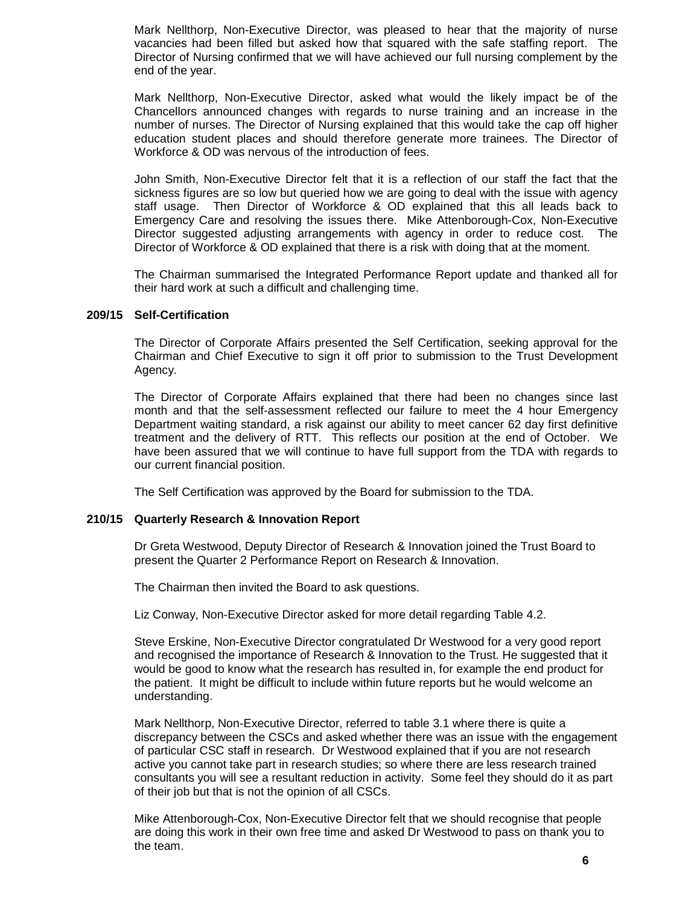Mark Nellthorp, Non-Executive Director, was pleased to hear that the majority of nurse vacancies had been filled but asked how that squared with the safe staffing report. The Director of Nursing confirmed that we will have achieved our full nursing complement by the end of the year.

Mark Nellthorp, Non-Executive Director, asked what would the likely impact be of the Chancellors announced changes with regards to nurse training and an increase in the number of nurses. The Director of Nursing explained that this would take the cap off higher education student places and should therefore generate more trainees. The Director of Workforce & OD was nervous of the introduction of fees.

John Smith, Non-Executive Director felt that it is a reflection of our staff the fact that the sickness figures are so low but queried how we are going to deal with the issue with agency staff usage. Then Director of Workforce & OD explained that this all leads back to Emergency Care and resolving the issues there. Mike Attenborough-Cox, Non-Executive Director suggested adjusting arrangements with agency in order to reduce cost. The Director of Workforce & OD explained that there is a risk with doing that at the moment.

The Chairman summarised the Integrated Performance Report update and thanked all for their hard work at such a difficult and challenging time.

**209/15 Self-Certification**

The Director of Corporate Affairs presented the Self Certification, seeking approval for the Chairman and Chief Executive to sign it off prior to submission to the Trust Development Agency.

The Director of Corporate Affairs explained that there had been no changes since last month and that the self-assessment reflected our failure to meet the 4 hour Emergency Department waiting standard, a risk against our ability to meet cancer 62 day first definitive treatment and the delivery of RTT. This reflects our position at the end of October. We have been assured that we will continue to have full support from the TDA with regards to our current financial position.

The Self Certification was approved by the Board for submission to the TDA.

**210/15 Quarterly Research & Innovation Report**

Dr Greta Westwood, Deputy Director of Research & Innovation joined the Trust Board to present the Quarter 2 Performance Report on Research & Innovation.

The Chairman then invited the Board to ask questions.

Liz Conway, Non-Executive Director asked for more detail regarding Table 4.2.

Steve Erskine, Non-Executive Director congratulated Dr Westwood for a very good report and recognised the importance of Research & Innovation to the Trust. He suggested that it would be good to know what the research has resulted in, for example the end product for the patient. It might be difficult to include within future reports but he would welcome an understanding.

Mark Nellthorp, Non-Executive Director, referred to table 3.1 where there is quite a discrepancy between the CSCs and asked whether there was an issue with the engagement of particular CSC staff in research. Dr Westwood explained that if you are not research active you cannot take part in research studies; so where there are less research trained consultants you will see a resultant reduction in activity. Some feel they should do it as part of their job but that is not the opinion of all CSCs.

Mike Attenborough-Cox, Non-Executive Director felt that we should recognise that people are doing this work in their own free time and asked Dr Westwood to pass on thank you to the team.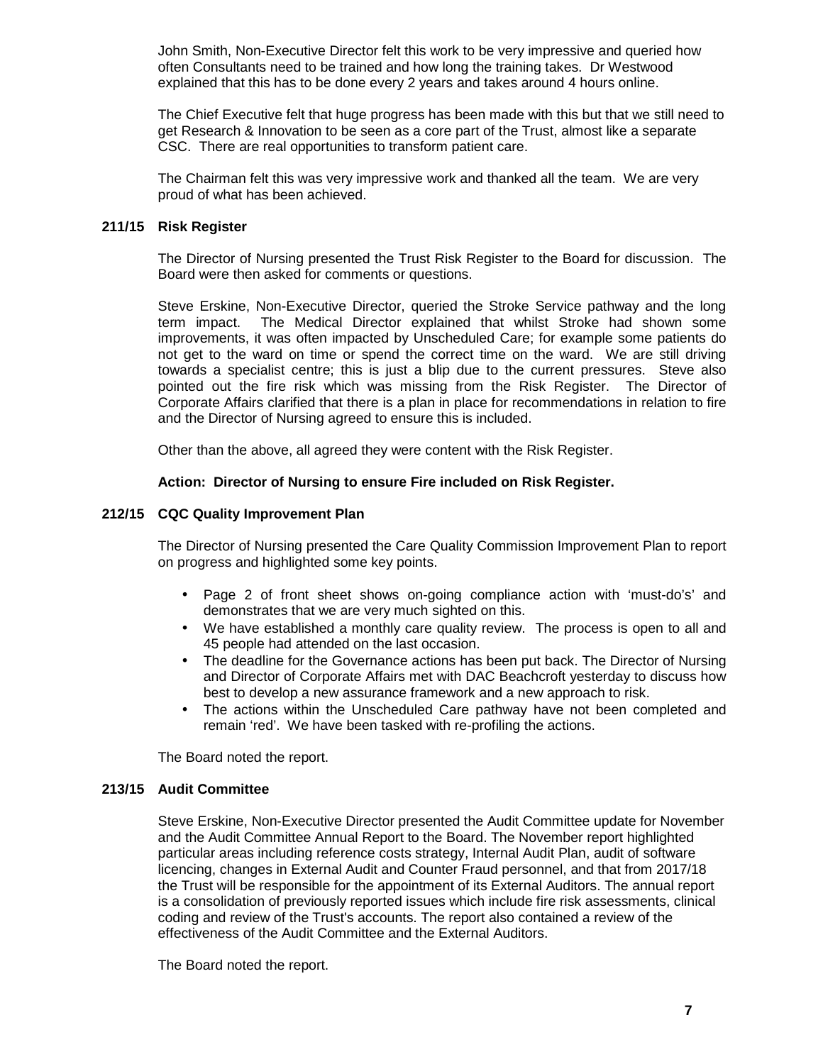John Smith, Non-Executive Director felt this work to be very impressive and queried how often Consultants need to be trained and how long the training takes. Dr Westwood explained that this has to be done every 2 years and takes around 4 hours online.

The Chief Executive felt that huge progress has been made with this but that we still need to get Research & Innovation to be seen as a core part of the Trust, almost like a separate CSC. There are real opportunities to transform patient care.

The Chairman felt this was very impressive work and thanked all the team. We are very proud of what has been achieved.

### 211/15 Risk Register

The Director of Nursing presented the Trust Risk Register to the Board for discussion. The Board were then asked for comments or questions.

Steve Erskine, Non-Executive Director, queried the Stroke Service pathway and the long term impact. The Medical Director explained that whilst Stroke had shown some improvements, it was often impacted by Unscheduled Care; for example some patients do not get to the ward on time or spend the correct time on the ward. We are still driving towards a specialist centre; this is just a blip due to the current pressures. Steve also pointed out the fire risk which was missing from the Risk Register. The Director of Corporate Affairs clarified that there is a plan in place for recommendations in relation to fire and the Director of Nursing agreed to ensure this is included.

Other than the above, all agreed they were content with the Risk Register.

**Action: Director of Nursing to ensure Fire included on Risk Register.**

### 212/15 CQC Quality Improvement Plan

The Director of Nursing presented the Care Quality Commission Improvement Plan to report on progress and highlighted some key points.

- Page 2 of front sheet shows on-going compliance action with 'must-do's' and demonstrates that we are very much sighted on this.
- We have established a monthly care quality review. The process is open to all and 45 people had attended on the last occasion.
- The deadline for the Governance actions has been put back. The Director of Nursing and Director of Corporate Affairs met with DAC Beachcroft yesterday to discuss how best to develop a new assurance framework and a new approach to risk.
- The actions within the Unscheduled Care pathway have not been completed and remain 'red'. We have been tasked with re-profiling the actions.

The Board noted the report.

### 213/15 Audit Committee

Steve Erskine, Non-Executive Director presented the Audit Committee update for November and the Audit Committee Annual Report to the Board. The November report highlighted particular areas including reference costs strategy, Internal Audit Plan, audit of software licencing, changes in External Audit and Counter Fraud personnel, and that from 2017/18 the Trust will be responsible for the appointment of its External Auditors. The annual report is a consolidation of previously reported issues which include fire risk assessments, clinical coding and review of the Trust's accounts. The report also contained a review of the effectiveness of the Audit Committee and the External Auditors.

The Board noted the report.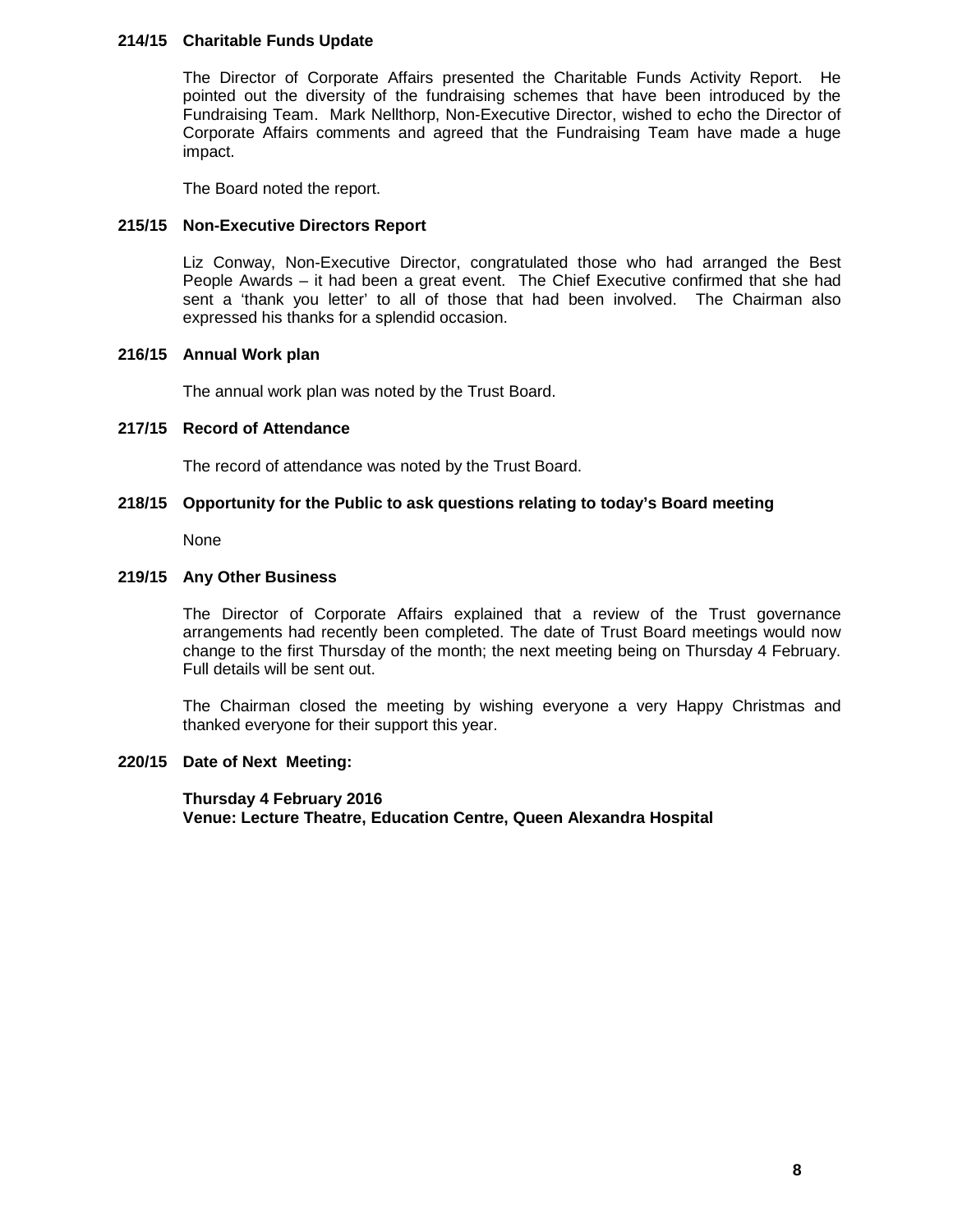**214/15 Charitable Funds Update**

The Director of Corporate Affairs presented the Charitable Funds Activity Report. He pointed out the diversity of the fundraising schemes that have been introduced by the Fundraising Team. Mark Nellthorp, Non-Executive Director, wished to echo the Director of Corporate Affairs comments and agreed that the Fundraising Team have made a huge impact.

The Board noted the report.

**215/15 Non-Executive Directors Report**

Liz Conway, Non-Executive Director, congratulated those who had arranged the Best People Awards – it had been a great event. The Chief Executive confirmed that she had sent a 'thank you letter' to all of those that had been involved. The Chairman also expressed his thanks for a splendid occasion.

**216/15 Annual Work plan**

The annual work plan was noted by the Trust Board.

**217/15 Record of Attendance**

The record of attendance was noted by the Trust Board.

**218/15 Opportunity for the Public to ask questions relating to today's Board meeting**

None

**219/15 Any Other Business**

The Director of Corporate Affairs explained that a review of the Trust governance arrangements had recently been completed. The date of Trust Board meetings would now change to the first Thursday of the month; the next meeting being on Thursday 4 February. Full details will be sent out.

The Chairman closed the meeting by wishing everyone a very Happy Christmas and thanked everyone for their support this year.

**220/15 Date of Next Meeting:**

**Thursday 4 February 2016**
**Venue: Lecture Theatre, Education Centre, Queen Alexandra Hospital**